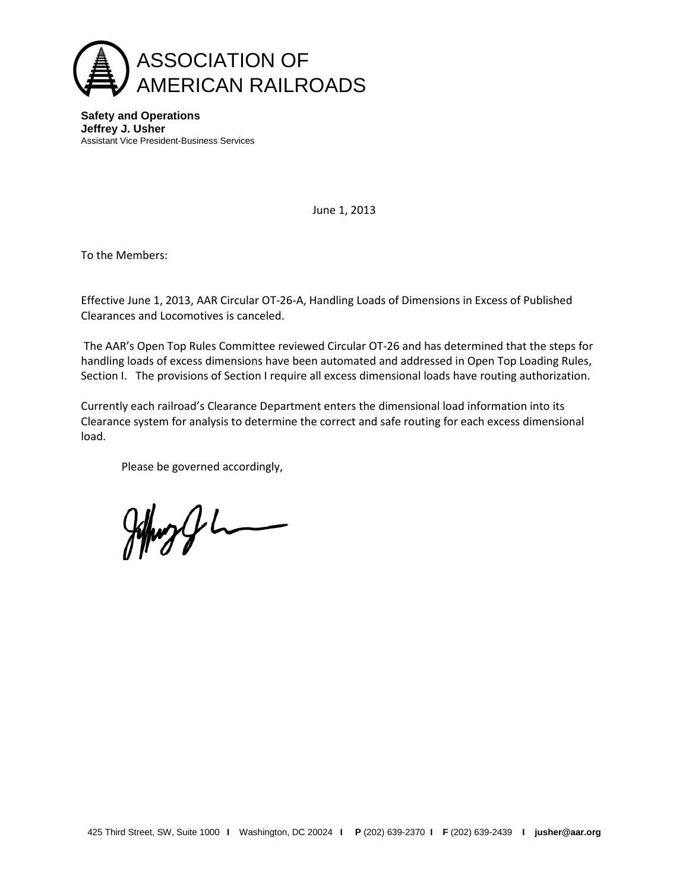# ASSOCIATION OF AMERICAN RAILROADS

**Safety and Operations**
**Jeffrey J. Usher**
Assistant Vice President-Business Services

June 1, 2013

To the Members:

Effective June 1, 2013, AAR Circular OT-26-A, Handling Loads of Dimensions in Excess of Published Clearances and Locomotives is canceled.

The AAR's Open Top Rules Committee reviewed Circular OT-26 and has determined that the steps for handling loads of excess dimensions have been automated and addressed in Open Top Loading Rules, Section I. The provisions of Section I require all excess dimensional loads have routing authorization.

Currently each railroad's Clearance Department enters the dimensional load information into its Clearance system for analysis to determine the correct and safe routing for each excess dimensional load.

Please be governed accordingly,

425 Third Street, SW, Suite 1000 | Washington, DC 20024 | **P** (202) 639-2370 | **F** (202) 639-2439 | **jusher@aar.org**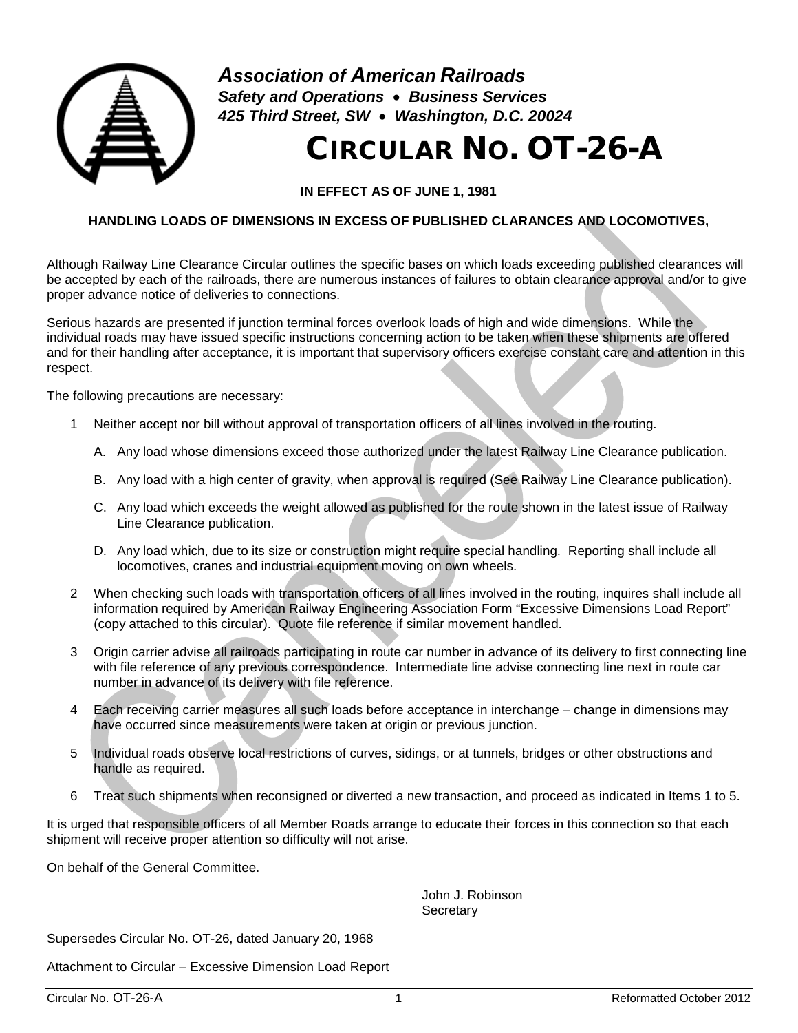**Association of American Railroads**
***Safety and Operations • Business Services***
***425 Third Street, SW • Washington, D.C. 20024***

# CIRCULAR NO. OT-26-A

**IN EFFECT AS OF JUNE 1, 1981**

**HANDLING LOADS OF DIMENSIONS IN EXCESS OF PUBLISHED CLARANCES AND LOCOMOTIVES,**

Although Railway Line Clearance Circular outlines the specific bases on which loads exceeding published clearances will be accepted by each of the railroads, there are numerous instances of failures to obtain clearance approval and/or to give proper advance notice of deliveries to connections.

Serious hazards are presented if junction terminal forces overlook loads of high and wide dimensions. While the individual roads may have issued specific instructions concerning action to be taken when these shipments are offered and for their handling after acceptance, it is important that supervisory officers exercise constant care and attention in this respect.

The following precautions are necessary:

1 Neither accept nor bill without approval of transportation officers of all lines involved in the routing.

   A. Any load whose dimensions exceed those authorized under the latest Railway Line Clearance publication.

   B. Any load with a high center of gravity, when approval is required (See Railway Line Clearance publication).

   C. Any load which exceeds the weight allowed as published for the route shown in the latest issue of Railway Line Clearance publication.

   D. Any load which, due to its size or construction might require special handling. Reporting shall include all locomotives, cranes and industrial equipment moving on own wheels.

2 When checking such loads with transportation officers of all lines involved in the routing, inquires shall include all information required by American Railway Engineering Association Form "Excessive Dimensions Load Report" (copy attached to this circular). Quote file reference if similar movement handled.

3 Origin carrier advise all railroads participating in route car number in advance of its delivery to first connecting line with file reference of any previous correspondence. Intermediate line advise connecting line next in route car number in advance of its delivery with file reference.

4 Each receiving carrier measures all such loads before acceptance in interchange – change in dimensions may have occurred since measurements were taken at origin or previous junction.

5 Individual roads observe local restrictions of curves, sidings, or at tunnels, bridges or other obstructions and handle as required.

6 Treat such shipments when reconsigned or diverted a new transaction, and proceed as indicated in Items 1 to 5.

It is urged that responsible officers of all Member Roads arrange to educate their forces in this connection so that each shipment will receive proper attention so difficulty will not arise.

On behalf of the General Committee.

John J. Robinson
Secretary

Supersedes Circular No. OT-26, dated January 20, 1968

Attachment to Circular – Excessive Dimension Load Report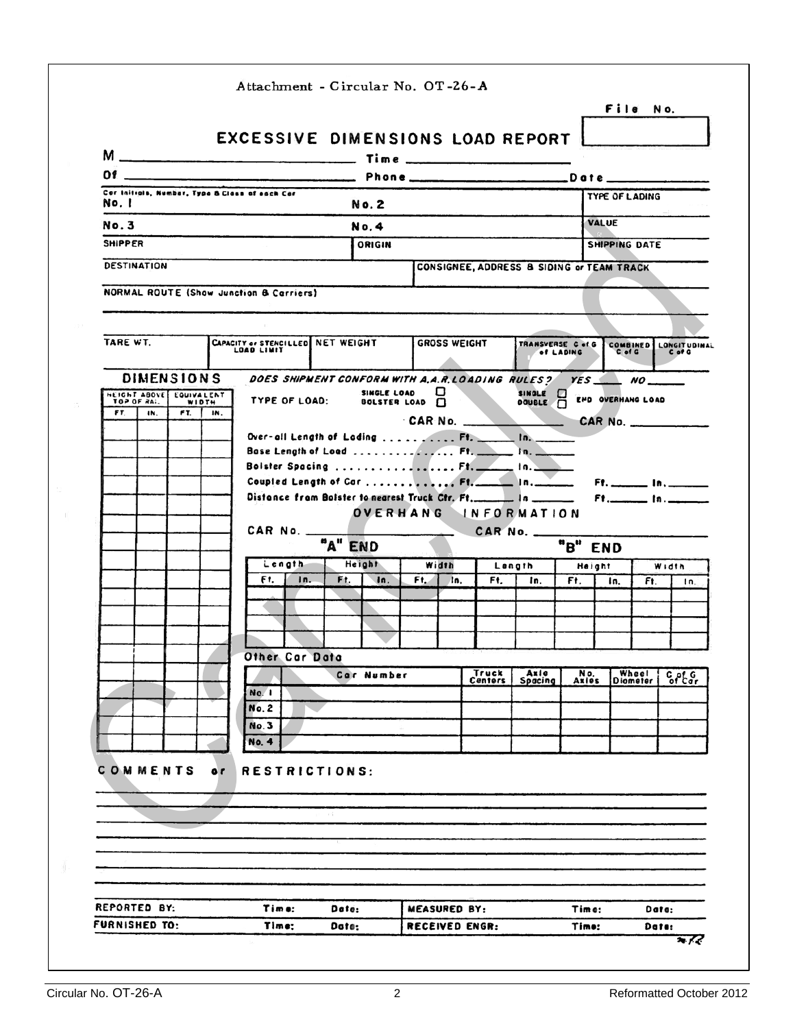Attachment - Circular No. OT-26-A

File No.

# EXCESSIVE DIMENSIONS LOAD REPORT

M ______________________ Time ______________________

Of ______________________ Phone ______________________ Date ______________________

| Car Initials, Number, Type & Class of each Car No. 1 | No. 2 | TYPE OF LADING |
|---|---|---|
| No. 3 | No. 4 | VALUE |
| SHIPPER | ORIGIN | SHIPPING DATE |

| DESTINATION | CONSIGNEE, ADDRESS & SIDING or TEAM TRACK |
|---|---|

NORMAL ROUTE (Show Junction & Carriers)

| TARE WT. | CAPACITY or STENCILLED LOAD LIMIT | NET WEIGHT | GROSS WEIGHT | TRANSVERSE C of G of LADING | COMBINED C of G | LONGITUDINAL C of G |
|---|---|---|---|---|---|---|
| | | | | | | |

**DIMENSIONS**

| HEIGHT ABOVE TOP OF RAIL | | EQUIVALENT WIDTH | |
|---|---|---|---|
| FT. | IN. | FT. | IN. |
| | | | |
| | | | |
| | | | |
| | | | |
| | | | |
| | | | |
| | | | |
| | | | |
| | | | |
| | | | |
| | | | |
| | | | |
| | | | |
| | | | |
| | | | |
| | | | |
| | | | |
| | | | |
| | | | |
| | | | |

*DOES SHIPMENT CONFORM WITH A.A.R. LOADING RULES?* YES ____ NO ____

TYPE OF LOAD: SINGLE LOAD ☐ BOLSTER LOAD ☐ SINGLE ☐ DOUBLE ☐ END OVERHANG LOAD

CAR No. ______________ CAR No. ______________

Over-all Length of Lading .............. Ft. ______ In. ______

Base Length of Load .............. Ft. ______ In. ______

Bolster Spacing .............. Ft. ______ In. ______

Coupled Length of Car .............. Ft. ______ In. ______ Ft. ______ In. ______

Distance from Bolster to nearest Truck Ctr. Ft. ______ In ______ Ft. ______ In. ______

**OVERHANG INFORMATION**

CAR No. ______________ CAR No. ______________

| "A" END | | | | | | "B" END | | | | | |
|---|---|---|---|---|---|---|---|---|---|---|---|
| Length | | Height | | Width | | Length | | Height | | Width | |
| Ft. | In. | Ft. | In. | Ft. | In. | Ft. | In. | Ft. | In. | Ft. | In. |
| | | | | | | | | | | | |
| | | | | | | | | | | | |
| | | | | | | | | | | | |
| | | | | | | | | | | | |

Other Car Data

| | Car Number | Truck Centers | Axle Spacing | No. Axles | Wheel Diameter | C of G of Car |
|---|---|---|---|---|---|---|
| No. 1 | | | | | | |
| No. 2 | | | | | | |
| No. 3 | | | | | | |
| No. 4 | | | | | | |

**COMMENTS or RESTRICTIONS:**

| REPORTED BY: | Time: | Date: | MEASURED BY: | Time: | Date: |
|---|---|---|---|---|---|
| FURNISHED TO: | Time: | Date: | RECEIVED ENGR: | Time: | Date: |

Canceled